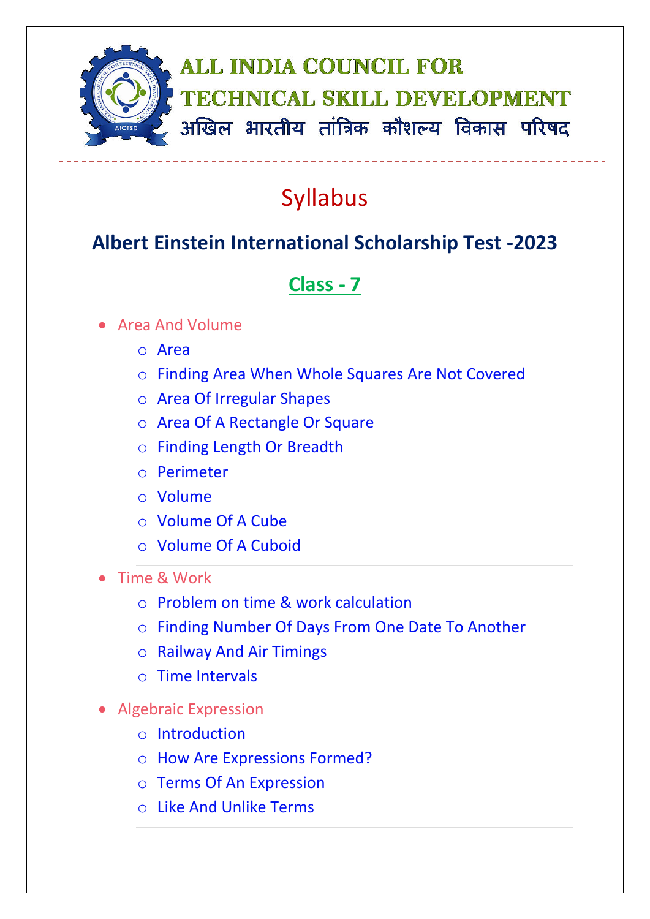# ALL INDIA COUNCIL FOR TECHNICAL SKILL DEVELOPMENT

# अखिल भारतीय तांत्रिक कौशल्य विकास परिषद

## Syllabus

## Albert Einstein International Scholarship Test -2023

### Class - 7

- Area And Volume
  - Area
  - Finding Area When Whole Squares Are Not Covered
  - Area Of Irregular Shapes
  - Area Of A Rectangle Or Square
  - Finding Length Or Breadth
  - Perimeter
  - Volume
  - Volume Of A Cube
  - Volume Of A Cuboid
- Time & Work
  - Problem on time & work calculation
  - Finding Number Of Days From One Date To Another
  - Railway And Air Timings
  - Time Intervals
- Algebraic Expression
  - Introduction
  - How Are Expressions Formed?
  - Terms Of An Expression
  - Like And Unlike Terms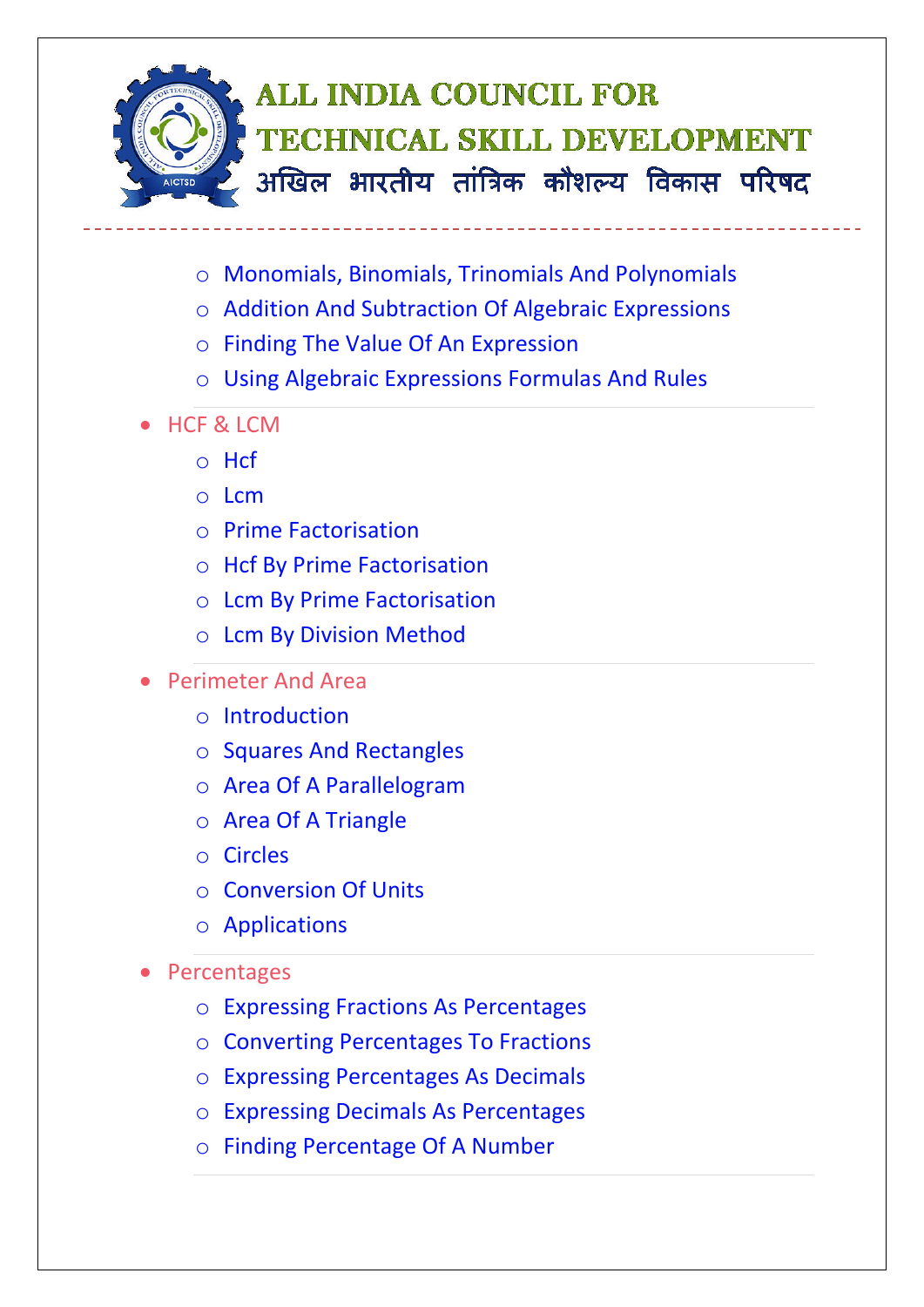- Monomials, Binomials, Trinomials And Polynomials
- Addition And Subtraction Of Algebraic Expressions
- Finding The Value Of An Expression
- Using Algebraic Expressions Formulas And Rules

- HCF & LCM
  - Hcf
  - Lcm
  - Prime Factorisation
  - Hcf By Prime Factorisation
  - Lcm By Prime Factorisation
  - Lcm By Division Method
- Perimeter And Area
  - Introduction
  - Squares And Rectangles
  - Area Of A Parallelogram
  - Area Of A Triangle
  - Circles
  - Conversion Of Units
  - Applications
- Percentages
  - Expressing Fractions As Percentages
  - Converting Percentages To Fractions
  - Expressing Percentages As Decimals
  - Expressing Decimals As Percentages
  - Finding Percentage Of A Number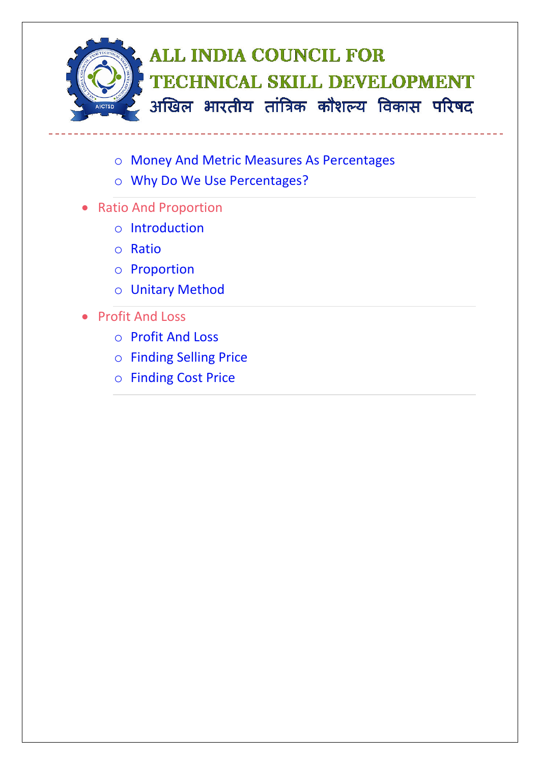- Money And Metric Measures As Percentages
- Why Do We Use Percentages?

---

- Ratio And Proportion
  - Introduction
  - Ratio
  - Proportion
  - Unitary Method

---

- Profit And Loss
  - Profit And Loss
  - Finding Selling Price
  - Finding Cost Price

---